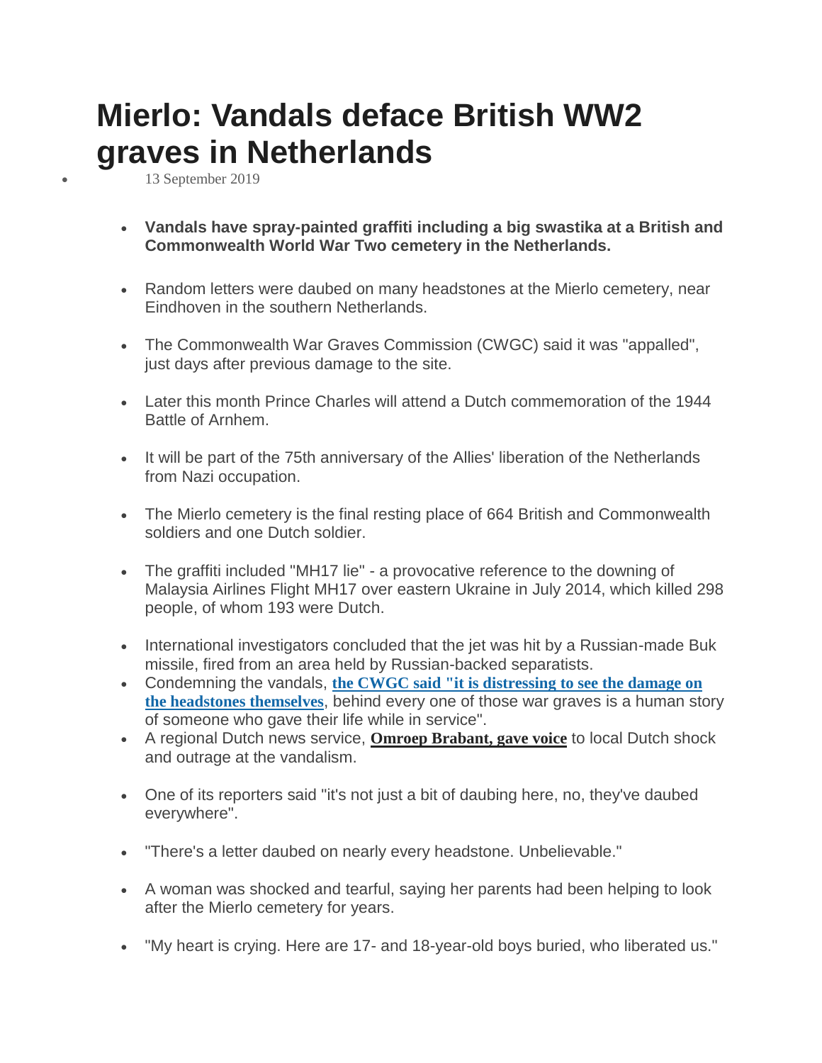# Mierlo: Vandals deface British WW2 graves in Netherlands

- 13 September 2019

- **Vandals have spray-painted graffiti including a big swastika at a British and Commonwealth World War Two cemetery in the Netherlands.**
- Random letters were daubed on many headstones at the Mierlo cemetery, near Eindhoven in the southern Netherlands.
- The Commonwealth War Graves Commission (CWGC) said it was "appalled", just days after previous damage to the site.
- Later this month Prince Charles will attend a Dutch commemoration of the 1944 Battle of Arnhem.
- It will be part of the 75th anniversary of the Allies' liberation of the Netherlands from Nazi occupation.
- The Mierlo cemetery is the final resting place of 664 British and Commonwealth soldiers and one Dutch soldier.
- The graffiti included "MH17 lie" - a provocative reference to the downing of Malaysia Airlines Flight MH17 over eastern Ukraine in July 2014, which killed 298 people, of whom 193 were Dutch.
- International investigators concluded that the jet was hit by a Russian-made Buk missile, fired from an area held by Russian-backed separatists.
- Condemning the vandals, **the CWGC said "it is distressing to see the damage on the headstones themselves**, behind every one of those war graves is a human story of someone who gave their life while in service".
- A regional Dutch news service, **Omroep Brabant, gave voice** to local Dutch shock and outrage at the vandalism.
- One of its reporters said "it's not just a bit of daubing here, no, they've daubed everywhere".
- "There's a letter daubed on nearly every headstone. Unbelievable."
- A woman was shocked and tearful, saying her parents had been helping to look after the Mierlo cemetery for years.
- "My heart is crying. Here are 17- and 18-year-old boys buried, who liberated us."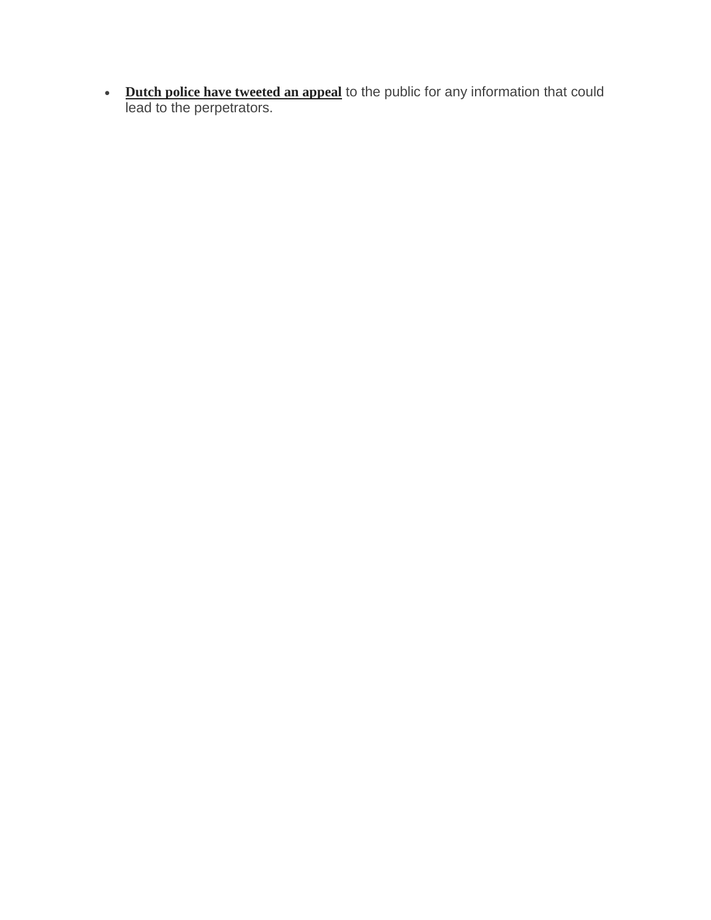- **Dutch police have tweeted an appeal** to the public for any information that could lead to the perpetrators.